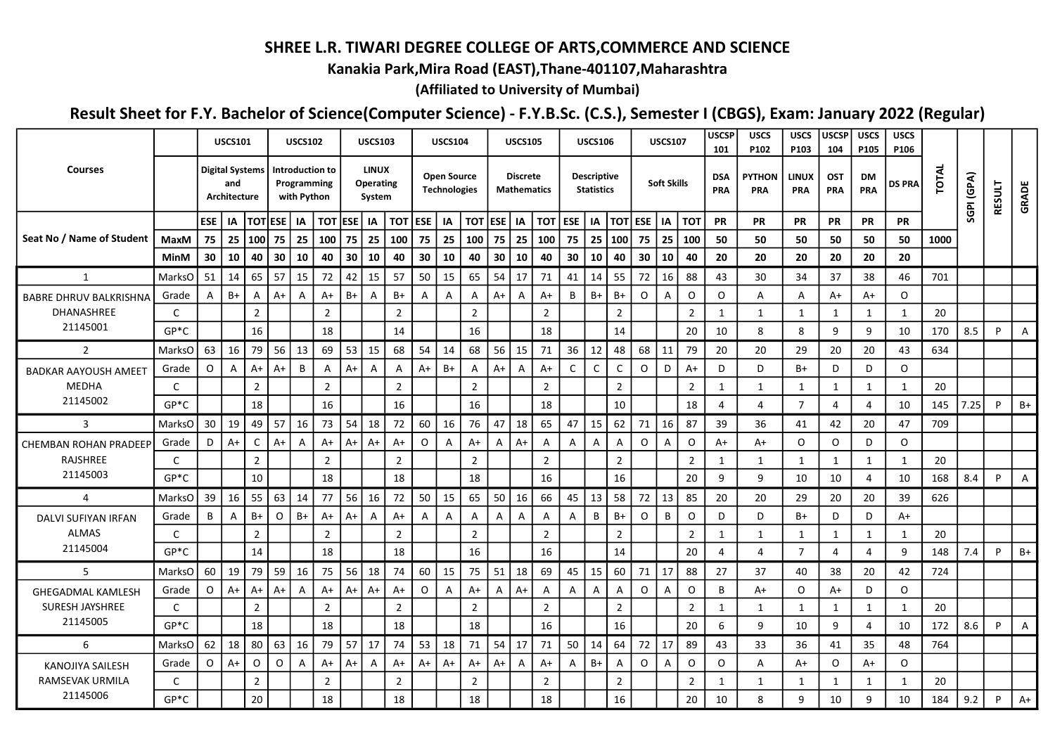# SHREE L.R. TIWARI DEGREE COLLEGE OF ARTS,COMMERCE AND SCIENCE

**Kanakia Park,Mira Road (EAST),Thane-401107,Maharashtra**

**(Affiliated to University of Mumbai)**

## Result Sheet for F.Y. Bachelor of Science(Computer Science) - F.Y.B.Sc. (C.S.), Semester I (CBGS), Exam: January 2022 (Regular)

| Courses | | USCS101 | | | USCS102 | | | USCS103 | | | USCS104 | | | USCS105 | | | USCS106 | | | USCS107 | | | USCSP 101 | USCS P102 | USCS P103 | USCSP 104 | USCS P105 | USCS P106 | TOTAL | SGPI (GPA) | RESULT | GRADE |
|---|---|---|---|---|---|---|---|---|---|---|---|---|---|---|---|---|---|---|---|---|---|---|---|---|---|---|---|---|---|---|---|---|
| | | Digital Systems and Architecture | | | Introduction to Programming with Python | | | LINUX Operating System | | | Open Source Technologies | | | Discrete Mathematics | | | Descriptive Statistics | | | Soft Skills | | | DSA PRA | PYTHON PRA | LINUX PRA | OST PRA | DM PRA | DS PRA | | | | |
| | | ESE | IA | TOT | ESE | IA | TOT | ESE | IA | TOT | ESE | IA | TOT | ESE | IA | TOT | ESE | IA | TOT | ESE | IA | TOT | PR | PR | PR | PR | PR | PR | | | | |
| Seat No / Name of Student | MaxM | 75 | 25 | 100 | 75 | 25 | 100 | 75 | 25 | 100 | 75 | 25 | 100 | 75 | 25 | 100 | 75 | 25 | 100 | 75 | 25 | 100 | 50 | 50 | 50 | 50 | 50 | 50 | 1000 | | | |
| | MinM | 30 | 10 | 40 | 30 | 10 | 40 | 30 | 10 | 40 | 30 | 10 | 40 | 30 | 10 | 40 | 30 | 10 | 40 | 30 | 10 | 40 | 20 | 20 | 20 | 20 | 20 | 20 | | | | |
| 1 | MarksO | 51 | 14 | 65 | 57 | 15 | 72 | 42 | 15 | 57 | 50 | 15 | 65 | 54 | 17 | 71 | 41 | 14 | 55 | 72 | 16 | 88 | 43 | 30 | 34 | 37 | 38 | 46 | 701 | | | |
| BABRE DHRUV BALKRISHNA DHANASHREE | Grade | A | B+ | A | A+ | A | A+ | B+ | A | B+ | A | A | A | A+ | A | A+ | B | B+ | B+ | O | A | O | O | A | A | A+ | A+ | O | | | | |
| 21145001 | C | | | 2 | | | 2 | | | 2 | | | 2 | | | 2 | | | 2 | | | 2 | 1 | 1 | 1 | 1 | 1 | 1 | 20 | | | |
| | GP*C | | | 16 | | | 18 | | | 14 | | | 16 | | | 18 | | | 14 | | | 20 | 10 | 8 | 8 | 9 | 9 | 10 | 170 | 8.5 | P | A |
| 2 | MarksO | 63 | 16 | 79 | 56 | 13 | 69 | 53 | 15 | 68 | 54 | 14 | 68 | 56 | 15 | 71 | 36 | 12 | 48 | 68 | 11 | 79 | 20 | 20 | 29 | 20 | 20 | 43 | 634 | | | |
| BADKAR AAYOUSH AMEET MEDHA | Grade | O | A | A+ | A+ | B | A | A+ | A | A | A+ | B+ | A | A+ | A | A+ | C | C | C | O | D | A+ | D | D | B+ | D | D | O | | | | |
| 21145002 | C | | | 2 | | | 2 | | | 2 | | | 2 | | | 2 | | | 2 | | | 2 | 1 | 1 | 1 | 1 | 1 | 1 | 20 | | | |
| | GP*C | | | 18 | | | 16 | | | 16 | | | 16 | | | 18 | | | 10 | | | 18 | 4 | 4 | 7 | 4 | 4 | 10 | 145 | 7.25 | P | B+ |
| 3 | MarksO | 30 | 19 | 49 | 57 | 16 | 73 | 54 | 18 | 72 | 60 | 16 | 76 | 47 | 18 | 65 | 47 | 15 | 62 | 71 | 16 | 87 | 39 | 36 | 41 | 42 | 20 | 47 | 709 | | | |
| CHEMBAN ROHAN PRADEEP RAJSHREE | Grade | D | A+ | C | A+ | A | A+ | A+ | A+ | A+ | O | A | A+ | A | A+ | A | A | A | A | O | A | O | A+ | A+ | O | O | D | O | | | | |
| 21145003 | C | | | 2 | | | 2 | | | 2 | | | 2 | | | 2 | | | 2 | | | 2 | 1 | 1 | 1 | 1 | 1 | 1 | 20 | | | |
| | GP*C | | | 10 | | | 18 | | | 18 | | | 18 | | | 16 | | | 16 | | | 20 | 9 | 9 | 10 | 10 | 4 | 10 | 168 | 8.4 | P | A |
| 4 | MarksO | 39 | 16 | 55 | 63 | 14 | 77 | 56 | 16 | 72 | 50 | 15 | 65 | 50 | 16 | 66 | 45 | 13 | 58 | 72 | 13 | 85 | 20 | 20 | 29 | 20 | 20 | 39 | 626 | | | |
| DALVI SUFIYAN IRFAN ALMAS | Grade | B | A | B+ | O | B+ | A+ | A+ | A | A+ | A | A | A | A | A | A | A | B | B+ | O | B | O | D | D | B+ | D | D | A+ | | | | |
| 21145004 | C | | | 2 | | | 2 | | | 2 | | | 2 | | | 2 | | | 2 | | | 2 | 1 | 1 | 1 | 1 | 1 | 1 | 20 | | | |
| | GP*C | | | 14 | | | 18 | | | 18 | | | 16 | | | 16 | | | 14 | | | 20 | 4 | 4 | 7 | 4 | 4 | 9 | 148 | 7.4 | P | B+ |
| 5 | MarksO | 60 | 19 | 79 | 59 | 16 | 75 | 56 | 18 | 74 | 60 | 15 | 75 | 51 | 18 | 69 | 45 | 15 | 60 | 71 | 17 | 88 | 27 | 37 | 40 | 38 | 20 | 42 | 724 | | | |
| GHEGADMAL KAMLESH SURESH JAYSHREE | Grade | O | A+ | A+ | A+ | A | A+ | A+ | A+ | A+ | O | A | A+ | A | A+ | A | A | A | A | O | A | O | B | A+ | O | A+ | D | O | | | | |
| 21145005 | C | | | 2 | | | 2 | | | 2 | | | 2 | | | 2 | | | 2 | | | 2 | 1 | 1 | 1 | 1 | 1 | 1 | 20 | | | |
| | GP*C | | | 18 | | | 18 | | | 18 | | | 18 | | | 16 | | | 16 | | | 20 | 6 | 9 | 10 | 9 | 4 | 10 | 172 | 8.6 | P | A |
| 6 | MarksO | 62 | 18 | 80 | 63 | 16 | 79 | 57 | 17 | 74 | 53 | 18 | 71 | 54 | 17 | 71 | 50 | 14 | 64 | 72 | 17 | 89 | 43 | 33 | 36 | 41 | 35 | 48 | 764 | | | |
| KANOJIYA SAILESH RAMSEVAK URMILA | Grade | O | A+ | O | O | A | A+ | A+ | A | A+ | A+ | A+ | A+ | A+ | A | A+ | A | B+ | A | O | A | O | O | A | A+ | O | A+ | O | | | | |
| 21145006 | C | | | 2 | | | 2 | | | 2 | | | 2 | | | 2 | | | 2 | | | 2 | 1 | 1 | 1 | 1 | 1 | 1 | 20 | | | |
| | GP*C | | | 20 | | | 18 | | | 18 | | | 18 | | | 18 | | | 16 | | | 20 | 10 | 8 | 9 | 10 | 9 | 10 | 184 | 9.2 | P | A+ |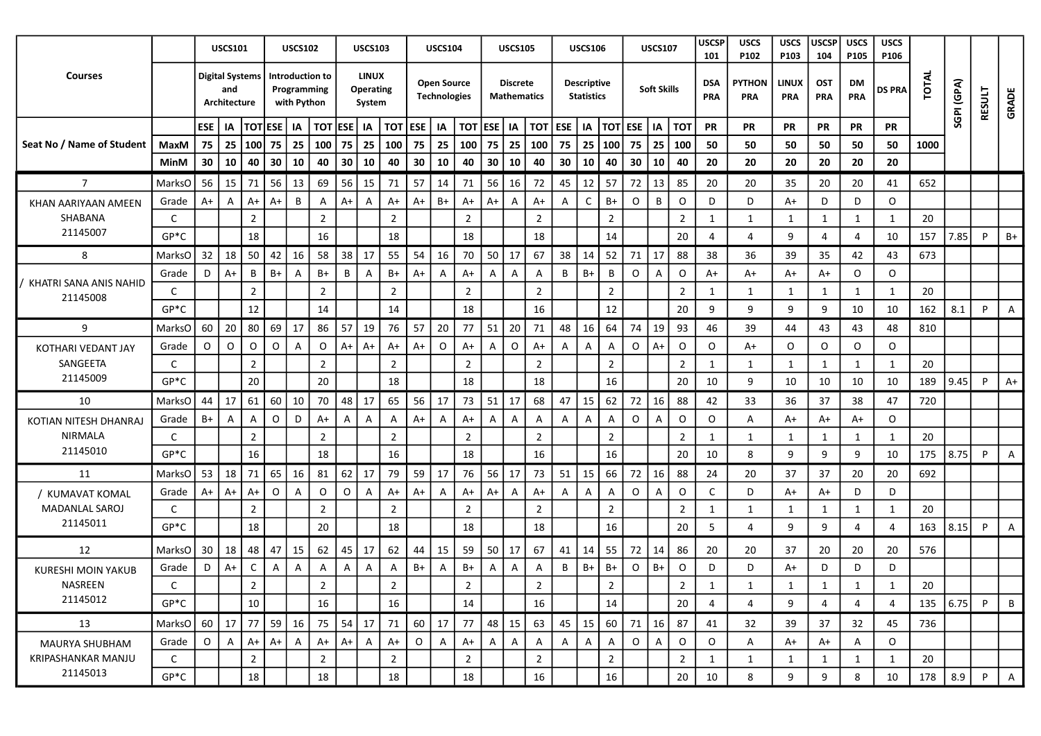| Courses | | USCS101 | | | USCS102 | | | USCS103 | | | USCS104 | | | USCS105 | | | USCS106 | | | USCS107 | | | USCSP 101 | USCS P102 | USCS P103 | USCSP 104 | USCS P105 | USCS P106 | TOTAL | SGPI (GPA) | RESULT | GRADE |
|---|---|---|---|---|---|---|---|---|---|---|---|---|---|---|---|---|---|---|---|---|---|---|---|---|---|---|---|---|---|---|---|---|
| | | Digital Systems and Architecture | | | Introduction to Programming with Python | | | LINUX Operating System | | | Open Source Technologies | | | Discrete Mathematics | | | Descriptive Statistics | | | Soft Skills | | | DSA PRA | PYTHON PRA | LINUX PRA | OST PRA | DM PRA | DS PRA | | | | |
| | | ESE | IA | TOT | ESE | IA | TOT | ESE | IA | TOT | ESE | IA | TOT | ESE | IA | TOT | ESE | IA | TOT | ESE | IA | TOT | PR | PR | PR | PR | PR | PR | | | | |
| Seat No / Name of Student | MaxM | 75 | 25 | 100 | 75 | 25 | 100 | 75 | 25 | 100 | 75 | 25 | 100 | 75 | 25 | 100 | 75 | 25 | 100 | 75 | 25 | 100 | 50 | 50 | 50 | 50 | 50 | 50 | 1000 | | | |
| | MinM | 30 | 10 | 40 | 30 | 10 | 40 | 30 | 10 | 40 | 30 | 10 | 40 | 30 | 10 | 40 | 30 | 10 | 40 | 30 | 10 | 40 | 20 | 20 | 20 | 20 | 20 | 20 | | | | |
| 7 | MarksO | 56 | 15 | 71 | 56 | 13 | 69 | 56 | 15 | 71 | 57 | 14 | 71 | 56 | 16 | 72 | 45 | 12 | 57 | 72 | 13 | 85 | 20 | 20 | 35 | 20 | 20 | 41 | 652 | | | |
| KHAN AARIYAAN AMEEN SHABANA 21145007 | Grade | A+ | A | A+ | A+ | B | A | A+ | A | A+ | A+ | B+ | A+ | A+ | A | A+ | A | C | B+ | O | B | O | D | D | A+ | D | D | O | | | | |
| | C | | | 2 | | | 2 | | | 2 | | | 2 | | | 2 | | | 2 | | | 2 | 1 | 1 | 1 | 1 | 1 | 1 | 20 | | | |
| | GP*C | | | 18 | | | 16 | | | 18 | | | 18 | | | 18 | | | 14 | | | 20 | 4 | 4 | 9 | 4 | 4 | 10 | 157 | 7.85 | P | B+ |
| 8 | MarksO | 32 | 18 | 50 | 42 | 16 | 58 | 38 | 17 | 55 | 54 | 16 | 70 | 50 | 17 | 67 | 38 | 14 | 52 | 71 | 17 | 88 | 38 | 36 | 39 | 35 | 42 | 43 | 673 | | | |
| / KHATRI SANA ANIS NAHID 21145008 | Grade | D | A+ | B | B+ | A | B+ | B | A | B+ | A+ | A | A+ | A | A | A | B | B+ | B | O | A | O | A+ | A+ | A+ | A+ | O | O | | | | |
| | C | | | 2 | | | 2 | | | 2 | | | 2 | | | 2 | | | 2 | | | 2 | 1 | 1 | 1 | 1 | 1 | 1 | 20 | | | |
| | GP*C | | | 12 | | | 14 | | | 14 | | | 18 | | | 16 | | | 12 | | | 20 | 9 | 9 | 9 | 9 | 10 | 10 | 162 | 8.1 | P | A |
| 9 | MarksO | 60 | 20 | 80 | 69 | 17 | 86 | 57 | 19 | 76 | 57 | 20 | 77 | 51 | 20 | 71 | 48 | 16 | 64 | 74 | 19 | 93 | 46 | 39 | 44 | 43 | 43 | 48 | 810 | | | |
| KOTHARI VEDANT JAY SANGEETA 21145009 | Grade | O | O | O | O | A | O | A+ | A+ | A+ | A+ | O | A+ | A | O | A+ | A | A | A | O | A+ | O | O | A+ | O | O | O | O | | | | |
| | C | | | 2 | | | 2 | | | 2 | | | 2 | | | 2 | | | 2 | | | 2 | 1 | 1 | 1 | 1 | 1 | 1 | 20 | | | |
| | GP*C | | | 20 | | | 20 | | | 18 | | | 18 | | | 18 | | | 16 | | | 20 | 10 | 9 | 10 | 10 | 10 | 10 | 189 | 9.45 | P | A+ |
| 10 | MarksO | 44 | 17 | 61 | 60 | 10 | 70 | 48 | 17 | 65 | 56 | 17 | 73 | 51 | 17 | 68 | 47 | 15 | 62 | 72 | 16 | 88 | 42 | 33 | 36 | 37 | 38 | 47 | 720 | | | |
| KOTIAN NITESH DHANRAJ NIRMALA 21145010 | Grade | B+ | A | A | O | D | A+ | A | A | A | A+ | A | A+ | A | A | A | A | A | A | O | A | O | O | A | A+ | A+ | A+ | O | | | | |
| | C | | | 2 | | | 2 | | | 2 | | | 2 | | | 2 | | | 2 | | | 2 | 1 | 1 | 1 | 1 | 1 | 1 | 20 | | | |
| | GP*C | | | 16 | | | 18 | | | 16 | | | 18 | | | 16 | | | 16 | | | 20 | 10 | 8 | 9 | 9 | 9 | 10 | 175 | 8.75 | P | A |
| 11 | MarksO | 53 | 18 | 71 | 65 | 16 | 81 | 62 | 17 | 79 | 59 | 17 | 76 | 56 | 17 | 73 | 51 | 15 | 66 | 72 | 16 | 88 | 24 | 20 | 37 | 37 | 20 | 20 | 692 | | | |
| / KUMAVAT KOMAL MADANLAL SAROJ 21145011 | Grade | A+ | A+ | A+ | O | A | O | O | A | A+ | A+ | A | A+ | A+ | A | A+ | A | A | A | O | A | O | C | D | A+ | A+ | D | D | | | | |
| | C | | | 2 | | | 2 | | | 2 | | | 2 | | | 2 | | | 2 | | | 2 | 1 | 1 | 1 | 1 | 1 | 1 | 20 | | | |
| | GP*C | | | 18 | | | 20 | | | 18 | | | 18 | | | 18 | | | 16 | | | 20 | 5 | 4 | 9 | 9 | 4 | 4 | 163 | 8.15 | P | A |
| 12 | MarksO | 30 | 18 | 48 | 47 | 15 | 62 | 45 | 17 | 62 | 44 | 15 | 59 | 50 | 17 | 67 | 41 | 14 | 55 | 72 | 14 | 86 | 20 | 20 | 37 | 20 | 20 | 20 | 576 | | | |
| KURESHI MOIN YAKUB NASREEN 21145012 | Grade | D | A+ | C | A | A | A | A | A | A | B+ | A | B+ | A | A | A | B | B+ | B+ | O | B+ | O | D | D | A+ | D | D | D | | | | |
| | C | | | 2 | | | 2 | | | 2 | | | 2 | | | 2 | | | 2 | | | 2 | 1 | 1 | 1 | 1 | 1 | 1 | 20 | | | |
| | GP*C | | | 10 | | | 16 | | | 16 | | | 14 | | | 16 | | | 14 | | | 20 | 4 | 4 | 9 | 4 | 4 | 4 | 135 | 6.75 | P | B |
| 13 | MarksO | 60 | 17 | 77 | 59 | 16 | 75 | 54 | 17 | 71 | 60 | 17 | 77 | 48 | 15 | 63 | 45 | 15 | 60 | 71 | 16 | 87 | 41 | 32 | 39 | 37 | 32 | 45 | 736 | | | |
| MAURYA SHUBHAM KRIPASHANKAR MANJU 21145013 | Grade | O | A | A+ | A+ | A | A+ | A+ | A | A+ | O | A | A+ | A | A | A | A | A | A | O | A | O | O | A | A+ | A+ | A | O | | | | |
| | C | | | 2 | | | 2 | | | 2 | | | 2 | | | 2 | | | 2 | | | 2 | 1 | 1 | 1 | 1 | 1 | 1 | 20 | | | |
| | GP*C | | | 18 | | | 18 | | | 18 | | | 18 | | | 16 | | | 16 | | | 20 | 10 | 8 | 9 | 9 | 8 | 10 | 178 | 8.9 | P | A |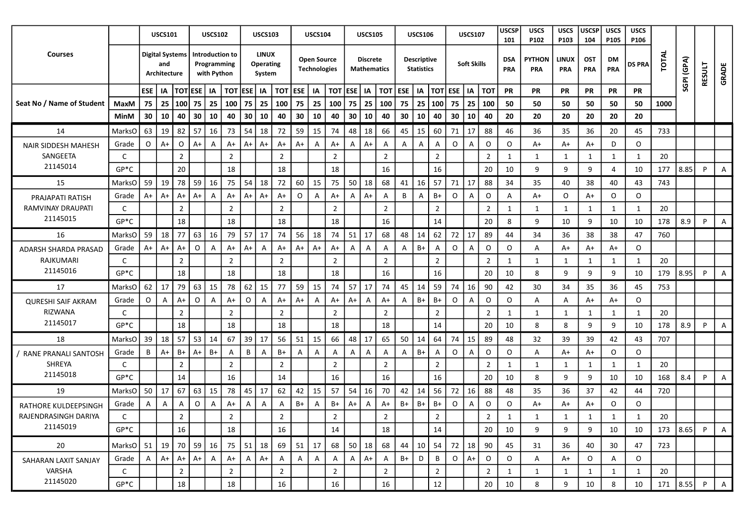| Courses | | USCS101 | | | USCS102 | | | USCS103 | | | USCS104 | | | USCS105 | | | USCS106 | | | USCS107 | | | USCSP 101 | USCS P102 | USCS P103 | USCSP 104 | USCS P105 | USCS P106 | TOTAL | SGPI (GPA) | RESULT | GRADE |
|---|---|---|---|---|---|---|---|---|---|---|---|---|---|---|---|---|---|---|---|---|---|---|---|---|---|---|---|---|---|---|---|---|
| | | Digital Systems and Architecture | | | Introduction to Programming with Python | | | LINUX Operating System | | | Open Source Technologies | | | Discrete Mathematics | | | Descriptive Statistics | | | Soft Skills | | | DSA PRA | PYTHON PRA | LINUX PRA | OST PRA | DM PRA | DS PRA | | | | |
| | | ESE | IA | TOT | ESE | IA | TOT | ESE | IA | TOT | ESE | IA | TOT | ESE | IA | TOT | ESE | IA | TOT | ESE | IA | TOT | PR | PR | PR | PR | PR | PR | | | | |
| Seat No / Name of Student | MaxM | 75 | 25 | 100 | 75 | 25 | 100 | 75 | 25 | 100 | 75 | 25 | 100 | 75 | 25 | 100 | 75 | 25 | 100 | 75 | 25 | 100 | 50 | 50 | 50 | 50 | 50 | 50 | 1000 | | | |
| | MinM | 30 | 10 | 40 | 30 | 10 | 40 | 30 | 10 | 40 | 30 | 10 | 40 | 30 | 10 | 40 | 30 | 10 | 40 | 30 | 10 | 40 | 20 | 20 | 20 | 20 | 20 | 20 | | | | |
| 14 | MarksO | 63 | 19 | 82 | 57 | 16 | 73 | 54 | 18 | 72 | 59 | 15 | 74 | 48 | 18 | 66 | 45 | 15 | 60 | 71 | 17 | 88 | 46 | 36 | 35 | 36 | 20 | 45 | 733 | | | |
| NAIR SIDDESH MAHESH | Grade | O | A+ | O | A+ | A | A+ | A+ | A+ | A+ | A+ | A | A+ | A | A+ | A | A | A | A | O | A | O | O | A+ | A+ | A+ | D | O | | | | |
| SANGEETA | C | | | 2 | | | 2 | | | 2 | | | 2 | | | 2 | | | 2 | | | 2 | 1 | 1 | 1 | 1 | 1 | 1 | 20 | | | |
| 21145014 | GP*C | | | 20 | | | 18 | | | 18 | | | 18 | | | 16 | | | 16 | | | 20 | 10 | 9 | 9 | 9 | 4 | 10 | 177 | 8.85 | P | A |
| 15 | MarksO | 59 | 19 | 78 | 59 | 16 | 75 | 54 | 18 | 72 | 60 | 15 | 75 | 50 | 18 | 68 | 41 | 16 | 57 | 71 | 17 | 88 | 34 | 35 | 40 | 38 | 40 | 43 | 743 | | | |
| PRAJAPATI RATISH | Grade | A+ | A+ | A+ | A+ | A | A+ | A+ | A+ | A+ | O | A | A+ | A | A+ | A | B | A | B+ | O | A | O | A | A+ | O | A+ | O | O | | | | |
| RAMVINAY DRAUPATI | C | | | 2 | | | 2 | | | 2 | | | 2 | | | 2 | | | 2 | | | 2 | 1 | 1 | 1 | 1 | 1 | 1 | 20 | | | |
| 21145015 | GP*C | | | 18 | | | 18 | | | 18 | | | 18 | | | 16 | | | 14 | | | 20 | 8 | 9 | 10 | 9 | 10 | 10 | 178 | 8.9 | P | A |
| 16 | MarksO | 59 | 18 | 77 | 63 | 16 | 79 | 57 | 17 | 74 | 56 | 18 | 74 | 51 | 17 | 68 | 48 | 14 | 62 | 72 | 17 | 89 | 44 | 34 | 36 | 38 | 38 | 47 | 760 | | | |
| ADARSH SHARDA PRASAD | Grade | A+ | A+ | A+ | O | A | A+ | A+ | A | A+ | A+ | A+ | A+ | A | A | A | A | B+ | A | O | A | O | O | A | A+ | A+ | A+ | O | | | | |
| RAJKUMARI | C | | | 2 | | | 2 | | | 2 | | | 2 | | | 2 | | | 2 | | | 2 | 1 | 1 | 1 | 1 | 1 | 1 | 20 | | | |
| 21145016 | GP*C | | | 18 | | | 18 | | | 18 | | | 18 | | | 16 | | | 16 | | | 20 | 10 | 8 | 9 | 9 | 9 | 10 | 179 | 8.95 | P | A |
| 17 | MarksO | 62 | 17 | 79 | 63 | 15 | 78 | 62 | 15 | 77 | 59 | 15 | 74 | 57 | 17 | 74 | 45 | 14 | 59 | 74 | 16 | 90 | 42 | 30 | 34 | 35 | 36 | 45 | 753 | | | |
| QURESHI SAIF AKRAM | Grade | O | A | A+ | O | A | A+ | O | A | A+ | A+ | A | A+ | A+ | A | A+ | A | B+ | B+ | O | A | O | O | A | A | A+ | A+ | O | | | | |
| RIZWANA | C | | | 2 | | | 2 | | | 2 | | | 2 | | | 2 | | | 2 | | | 2 | 1 | 1 | 1 | 1 | 1 | 1 | 20 | | | |
| 21145017 | GP*C | | | 18 | | | 18 | | | 18 | | | 18 | | | 18 | | | 14 | | | 20 | 10 | 8 | 8 | 9 | 9 | 10 | 178 | 8.9 | P | A |
| 18 | MarksO | 39 | 18 | 57 | 53 | 14 | 67 | 39 | 17 | 56 | 51 | 15 | 66 | 48 | 17 | 65 | 50 | 14 | 64 | 74 | 15 | 89 | 48 | 32 | 39 | 39 | 42 | 43 | 707 | | | |
| / RANE PRANALI SANTOSH | Grade | B | A+ | B+ | A+ | B+ | A | B | A | B+ | A | A | A | A | A | A | A | B+ | A | O | A | O | O | A | A+ | A+ | O | O | | | | |
| SHREYA | C | | | 2 | | | 2 | | | 2 | | | 2 | | | 2 | | | 2 | | | 2 | 1 | 1 | 1 | 1 | 1 | 1 | 20 | | | |
| 21145018 | GP*C | | | 14 | | | 16 | | | 14 | | | 16 | | | 16 | | | 16 | | | 20 | 10 | 8 | 9 | 9 | 10 | 10 | 168 | 8.4 | P | A |
| 19 | MarksO | 50 | 17 | 67 | 63 | 15 | 78 | 45 | 17 | 62 | 42 | 15 | 57 | 54 | 16 | 70 | 42 | 14 | 56 | 72 | 16 | 88 | 48 | 35 | 36 | 37 | 42 | 44 | 720 | | | |
| RATHORE KULDEEPSINGH | Grade | A | A | A | O | A | A+ | A | A | A | B+ | A | B+ | A+ | A | A+ | B+ | B+ | B+ | O | A | O | O | A+ | A+ | A+ | O | O | | | | |
| RAJENDRASINGH DARIYA | C | | | 2 | | | 2 | | | 2 | | | 2 | | | 2 | | | 2 | | | 2 | 1 | 1 | 1 | 1 | 1 | 1 | 20 | | | |
| 21145019 | GP*C | | | 16 | | | 18 | | | 16 | | | 14 | | | 18 | | | 14 | | | 20 | 10 | 9 | 9 | 9 | 10 | 10 | 173 | 8.65 | P | A |
| 20 | MarksO | 51 | 19 | 70 | 59 | 16 | 75 | 51 | 18 | 69 | 51 | 17 | 68 | 50 | 18 | 68 | 44 | 10 | 54 | 72 | 18 | 90 | 45 | 31 | 36 | 40 | 30 | 47 | 723 | | | |
| SAHARAN LAXIT SANJAY | Grade | A | A+ | A+ | A+ | A | A+ | A | A+ | A | A | A | A | A | A+ | A | B+ | D | B | O | A+ | O | O | A | A+ | O | A | O | | | | |
| VARSHA | C | | | 2 | | | 2 | | | 2 | | | 2 | | | 2 | | | 2 | | | 2 | 1 | 1 | 1 | 1 | 1 | 1 | 20 | | | |
| 21145020 | GP*C | | | 18 | | | 18 | | | 16 | | | 16 | | | 16 | | | 12 | | | 20 | 10 | 8 | 9 | 10 | 8 | 10 | 171 | 8.55 | P | A |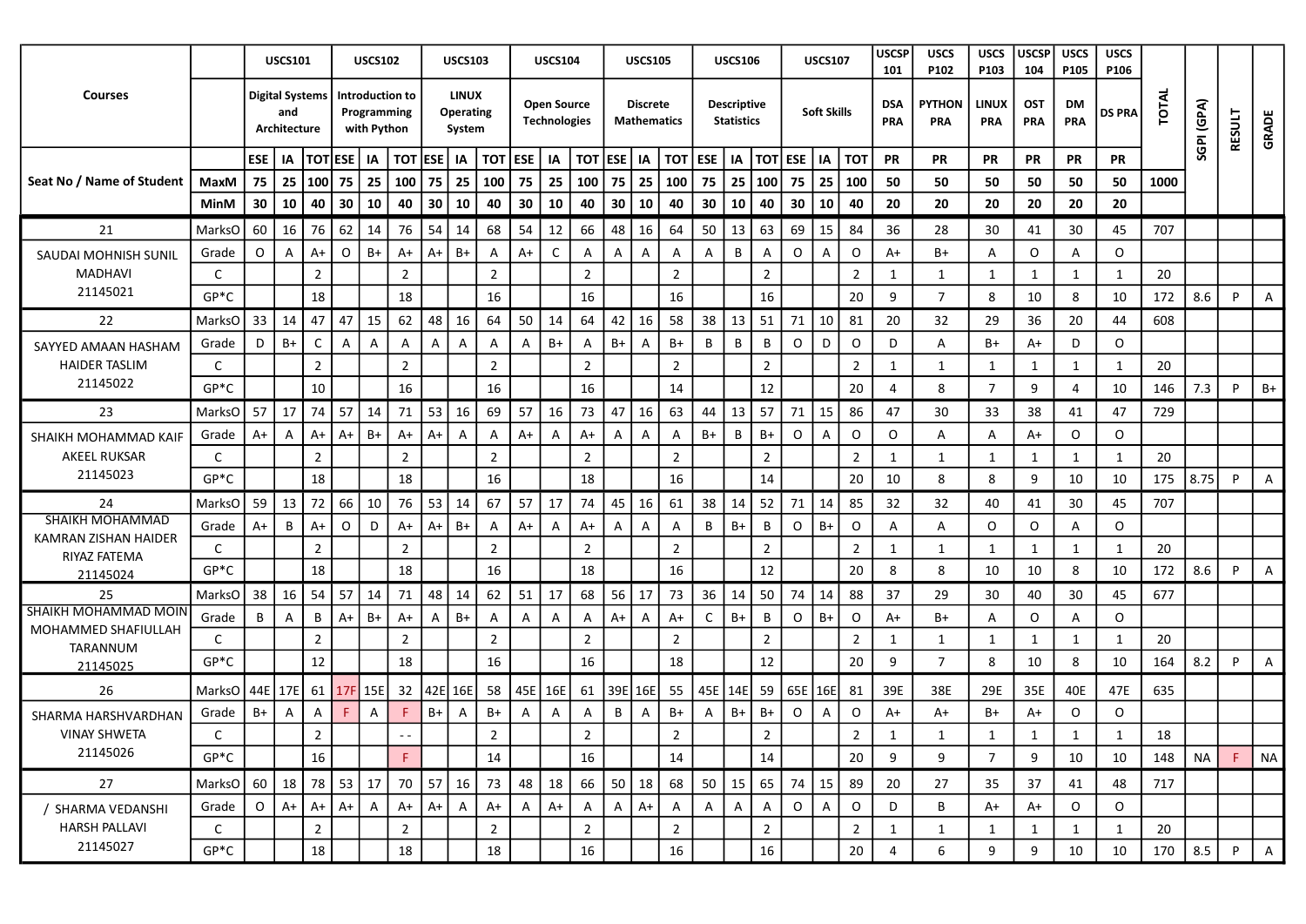| Courses | | USCS101 | | | USCS102 | | | USCS103 | | | USCS104 | | | USCS105 | | | USCS106 | | | USCS107 | | | USCSP 101 | USCS P102 | USCS P103 | USCSP 104 | USCS P105 | USCS P106 | TOTAL | SGPI (GPA) | RESULT | GRADE |
|---|---|---|---|---|---|---|---|---|---|---|---|---|---|---|---|---|---|---|---|---|---|---|---|---|---|---|---|---|---|---|---|---|
| | | Digital Systems and Architecture | | | Introduction to Programming with Python | | | LINUX Operating System | | | Open Source Technologies | | | Discrete Mathematics | | | Descriptive Statistics | | | Soft Skills | | | DSA PRA | PYTHON PRA | LINUX PRA | OST PRA | DM PRA | DS PRA | | | | |
| | | ESE | IA | TOT | ESE | IA | TOT | ESE | IA | TOT | ESE | IA | TOT | ESE | IA | TOT | ESE | IA | TOT | ESE | IA | TOT | PR | PR | PR | PR | PR | PR | | | | |
| Seat No / Name of Student | MaxM | 75 | 25 | 100 | 75 | 25 | 100 | 75 | 25 | 100 | 75 | 25 | 100 | 75 | 25 | 100 | 75 | 25 | 100 | 75 | 25 | 100 | 50 | 50 | 50 | 50 | 50 | 50 | 1000 | | | |
| | MinM | 30 | 10 | 40 | 30 | 10 | 40 | 30 | 10 | 40 | 30 | 10 | 40 | 30 | 10 | 40 | 30 | 10 | 40 | 30 | 10 | 40 | 20 | 20 | 20 | 20 | 20 | 20 | | | | |
| 21 | MarksO | 60 | 16 | 76 | 62 | 14 | 76 | 54 | 14 | 68 | 54 | 12 | 66 | 48 | 16 | 64 | 50 | 13 | 63 | 69 | 15 | 84 | 36 | 28 | 30 | 41 | 30 | 45 | 707 | | | |
| SAUDAI MOHNISH SUNIL | Grade | O | A | A+ | O | B+ | A+ | A+ | B+ | A | A+ | C | A | A | A | A | A | B | A | O | A | O | A+ | B+ | A | O | A | O | | | | |
| MADHAVI | C | | | 2 | | | 2 | | | 2 | | | 2 | | | 2 | | | 2 | | | 2 | 1 | 1 | 1 | 1 | 1 | 1 | 20 | | | |
| 21145021 | GP*C | | | 18 | | | 18 | | | 16 | | | 16 | | | 16 | | | 16 | | | 20 | 9 | 7 | 8 | 10 | 8 | 10 | 172 | 8.6 | P | A |
| 22 | MarksO | 33 | 14 | 47 | 47 | 15 | 62 | 48 | 16 | 64 | 50 | 14 | 64 | 42 | 16 | 58 | 38 | 13 | 51 | 71 | 10 | 81 | 20 | 32 | 29 | 36 | 20 | 44 | 608 | | | |
| SAYYED AMAAN HASHAM | Grade | D | B+ | C | A | A | A | A | A | A | A | B+ | A | B+ | A | B+ | B | B | B | O | D | O | D | A | B+ | A+ | D | O | | | | |
| HAIDER TASLIM | C | | | 2 | | | 2 | | | 2 | | | 2 | | | 2 | | | 2 | | | 2 | 1 | 1 | 1 | 1 | 1 | 1 | 20 | | | |
| 21145022 | GP*C | | | 10 | | | 16 | | | 16 | | | 16 | | | 14 | | | 12 | | | 20 | 4 | 8 | 7 | 9 | 4 | 10 | 146 | 7.3 | P | B+ |
| 23 | MarksO | 57 | 17 | 74 | 57 | 14 | 71 | 53 | 16 | 69 | 57 | 16 | 73 | 47 | 16 | 63 | 44 | 13 | 57 | 71 | 15 | 86 | 47 | 30 | 33 | 38 | 41 | 47 | 729 | | | |
| SHAIKH MOHAMMAD KAIF | Grade | A+ | A | A+ | A+ | B+ | A+ | A+ | A | A | A+ | A | A+ | A | A | A | B+ | B | B+ | O | A | O | O | A | A | A+ | O | O | | | | |
| AKEEL RUKSAR | C | | | 2 | | | 2 | | | 2 | | | 2 | | | 2 | | | 2 | | | 2 | 1 | 1 | 1 | 1 | 1 | 1 | 20 | | | |
| 21145023 | GP*C | | | 18 | | | 18 | | | 16 | | | 18 | | | 16 | | | 14 | | | 20 | 10 | 8 | 8 | 9 | 10 | 10 | 175 | 8.75 | P | A |
| 24 | MarksO | 59 | 13 | 72 | 66 | 10 | 76 | 53 | 14 | 67 | 57 | 17 | 74 | 45 | 16 | 61 | 38 | 14 | 52 | 71 | 14 | 85 | 32 | 32 | 40 | 41 | 30 | 45 | 707 | | | |
| SHAIKH MOHAMMAD KAMRAN ZISHAN HAIDER | Grade | A+ | B | A+ | O | D | A+ | A+ | B+ | A | A+ | A | A+ | A | A | A | B | B+ | B | O | B+ | O | A | A | O | O | A | O | | | | |
| RIYAZ FATEMA | C | | | 2 | | | 2 | | | 2 | | | 2 | | | 2 | | | 2 | | | 2 | 1 | 1 | 1 | 1 | 1 | 1 | 20 | | | |
| 21145024 | GP*C | | | 18 | | | 18 | | | 16 | | | 18 | | | 16 | | | 12 | | | 20 | 8 | 8 | 10 | 10 | 8 | 10 | 172 | 8.6 | P | A |
| 25 | MarksO | 38 | 16 | 54 | 57 | 14 | 71 | 48 | 14 | 62 | 51 | 17 | 68 | 56 | 17 | 73 | 36 | 14 | 50 | 74 | 14 | 88 | 37 | 29 | 30 | 40 | 30 | 45 | 677 | | | |
| SHAIKH MOHAMMAD MOIN MOHAMMED SHAFIULLAH | Grade | B | A | B | A+ | B+ | A+ | A | B+ | A | A | A | A | A+ | A | A+ | C | B+ | B | O | B+ | O | A+ | B+ | A | O | A | O | | | | |
| TARANNUM | C | | | 2 | | | 2 | | | 2 | | | 2 | | | 2 | | | 2 | | | 2 | 1 | 1 | 1 | 1 | 1 | 1 | 20 | | | |
| 21145025 | GP*C | | | 12 | | | 18 | | | 16 | | | 16 | | | 18 | | | 12 | | | 20 | 9 | 7 | 8 | 10 | 8 | 10 | 164 | 8.2 | P | A |
| 26 | MarksO | 44E | 17E | 61 | 17F | 15E | 32 | 42E | 16E | 58 | 45E | 16E | 61 | 39E | 16E | 55 | 45E | 14E | 59 | 65E | 16E | 81 | 39E | 38E | 29E | 35E | 40E | 47E | 635 | | | |
| SHARMA HARSHVARDHAN | Grade | B+ | A | A | F | A | F | B+ | A | B+ | A | A | A | B | A | B+ | A | B+ | B+ | O | A | O | A+ | A+ | B+ | A+ | O | O | | | | |
| VINAY SHWETA | C | | | 2 | | | - - | | | 2 | | | 2 | | | 2 | | | 2 | | | 2 | 1 | 1 | 1 | 1 | 1 | 1 | 18 | | | |
| 21145026 | GP*C | | | 16 | | | F | | | 14 | | | 16 | | | 14 | | | 14 | | | 20 | 9 | 9 | 7 | 9 | 10 | 10 | 148 | NA | F | NA |
| 27 | MarksO | 60 | 18 | 78 | 53 | 17 | 70 | 57 | 16 | 73 | 48 | 18 | 66 | 50 | 18 | 68 | 50 | 15 | 65 | 74 | 15 | 89 | 20 | 27 | 35 | 37 | 41 | 48 | 717 | | | |
| / SHARMA VEDANSHI | Grade | O | A+ | A+ | A+ | A | A+ | A+ | A | A+ | A | A+ | A | A | A+ | A | A | A | A | O | A | O | D | B | A+ | A+ | O | O | | | | |
| HARSH PALLAVI | C | | | 2 | | | 2 | | | 2 | | | 2 | | | 2 | | | 2 | | | 2 | 1 | 1 | 1 | 1 | 1 | 1 | 20 | | | |
| 21145027 | GP*C | | | 18 | | | 18 | | | 18 | | | 16 | | | 16 | | | 16 | | | 20 | 4 | 6 | 9 | 9 | 10 | 10 | 170 | 8.5 | P | A |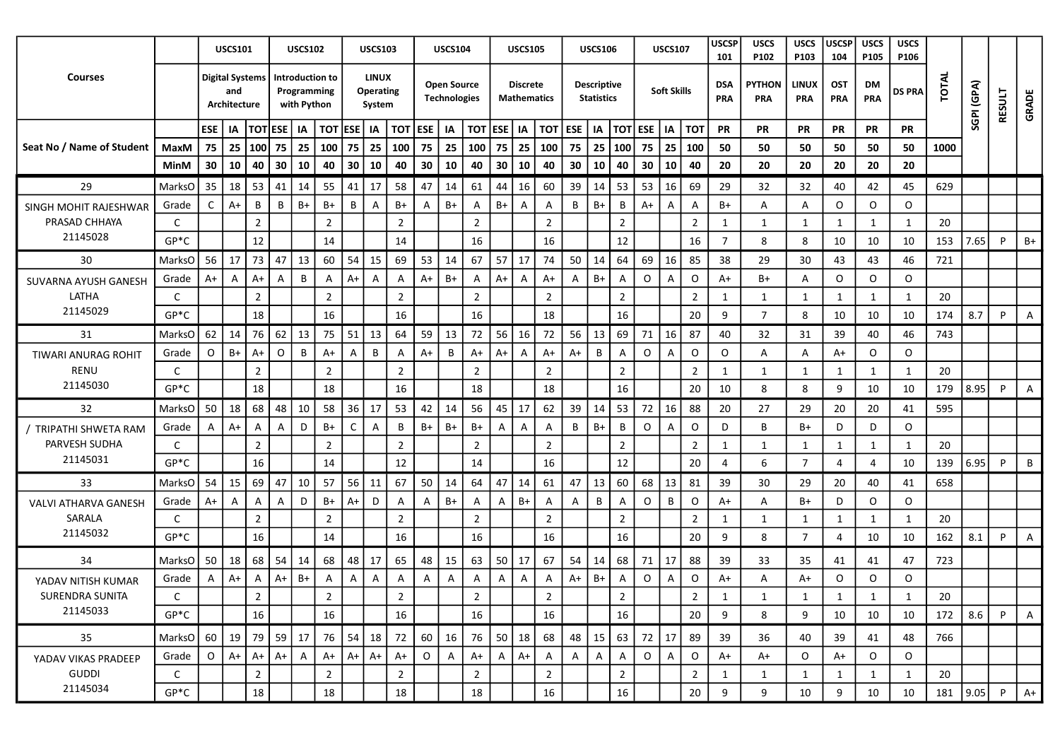| Courses | | USCS101 | | | USCS102 | | | USCS103 | | | USCS104 | | | USCS105 | | | USCS106 | | | USCS107 | | | USCSP 101 | USCS P102 | USCS P103 | USCSP 104 | USCS P105 | USCS P106 | TOTAL | SGPI (GPA) | RESULT | GRADE |
|---|---|---|---|---|---|---|---|---|---|---|---|---|---|---|---|---|---|---|---|---|---|---|---|---|---|---|---|---|---|---|---|---|
| | | Digital Systems and Architecture | | | Introduction to Programming with Python | | | LINUX Operating System | | | Open Source Technologies | | | Discrete Mathematics | | | Descriptive Statistics | | | Soft Skills | | | DSA PRA | PYTHON PRA | LINUX PRA | OST PRA | DM PRA | DS PRA | | | | |
| | | ESE | IA | TOT | ESE | IA | TOT | ESE | IA | TOT | ESE | IA | TOT | ESE | IA | TOT | ESE | IA | TOT | ESE | IA | TOT | PR | PR | PR | PR | PR | PR | | | | |
| Seat No / Name of Student | MaxM | 75 | 25 | 100 | 75 | 25 | 100 | 75 | 25 | 100 | 75 | 25 | 100 | 75 | 25 | 100 | 75 | 25 | 100 | 75 | 25 | 100 | 50 | 50 | 50 | 50 | 50 | 50 | 1000 | | | |
| | MinM | 30 | 10 | 40 | 30 | 10 | 40 | 30 | 10 | 40 | 30 | 10 | 40 | 30 | 10 | 40 | 30 | 10 | 40 | 30 | 10 | 40 | 20 | 20 | 20 | 20 | 20 | 20 | | | | |
| 29 | MarksO | 35 | 18 | 53 | 41 | 14 | 55 | 41 | 17 | 58 | 47 | 14 | 61 | 44 | 16 | 60 | 39 | 14 | 53 | 53 | 16 | 69 | 29 | 32 | 32 | 40 | 42 | 45 | 629 | | | |
| SINGH MOHIT RAJESHWAR PRASAD CHHAYA | Grade | C | A+ | B | B | B+ | B+ | B | A | B+ | A | B+ | A | B+ | A | A | B | B+ | B | A+ | A | A | B+ | A | A | O | O | O | | | | |
| 21145028 | C | | | 2 | | | 2 | | | 2 | | | 2 | | | 2 | | | 2 | | | 2 | 1 | 1 | 1 | 1 | 1 | 1 | 20 | | | |
| | GP*C | | | 12 | | | 14 | | | 14 | | | 16 | | | 16 | | | 12 | | | 16 | 7 | 8 | 8 | 10 | 10 | 10 | 153 | 7.65 | P | B+ |
| 30 | MarksO | 56 | 17 | 73 | 47 | 13 | 60 | 54 | 15 | 69 | 53 | 14 | 67 | 57 | 17 | 74 | 50 | 14 | 64 | 69 | 16 | 85 | 38 | 29 | 30 | 43 | 43 | 46 | 721 | | | |
| SUVARNA AYUSH GANESH LATHA | Grade | A+ | A | A+ | A | B | A | A+ | A | A | A+ | B+ | A | A+ | A | A+ | A | B+ | A | O | A | O | A+ | B+ | A | O | O | O | | | | |
| 21145029 | C | | | 2 | | | 2 | | | 2 | | | 2 | | | 2 | | | 2 | | | 2 | 1 | 1 | 1 | 1 | 1 | 1 | 20 | | | |
| | GP*C | | | 18 | | | 16 | | | 16 | | | 16 | | | 18 | | | 16 | | | 20 | 9 | 7 | 8 | 10 | 10 | 10 | 174 | 8.7 | P | A |
| 31 | MarksO | 62 | 14 | 76 | 62 | 13 | 75 | 51 | 13 | 64 | 59 | 13 | 72 | 56 | 16 | 72 | 56 | 13 | 69 | 71 | 16 | 87 | 40 | 32 | 31 | 39 | 40 | 46 | 743 | | | |
| TIWARI ANURAG ROHIT RENU | Grade | O | B+ | A+ | O | B | A+ | A | B | A | A+ | B | A+ | A+ | A | A+ | A+ | B | A | O | A | O | O | A | A | A+ | O | O | | | | |
| 21145030 | C | | | 2 | | | 2 | | | 2 | | | 2 | | | 2 | | | 2 | | | 2 | 1 | 1 | 1 | 1 | 1 | 1 | 20 | | | |
| | GP*C | | | 18 | | | 18 | | | 16 | | | 18 | | | 18 | | | 16 | | | 20 | 10 | 8 | 8 | 9 | 10 | 10 | 179 | 8.95 | P | A |
| 32 | MarksO | 50 | 18 | 68 | 48 | 10 | 58 | 36 | 17 | 53 | 42 | 14 | 56 | 45 | 17 | 62 | 39 | 14 | 53 | 72 | 16 | 88 | 20 | 27 | 29 | 20 | 20 | 41 | 595 | | | |
| / TRIPATHI SHWETA RAM PARVESH SUDHA | Grade | A | A+ | A | A | D | B+ | C | A | B | B+ | B+ | B+ | A | A | A | B | B+ | B | O | A | O | D | B | B+ | D | D | O | | | | |
| 21145031 | C | | | 2 | | | 2 | | | 2 | | | 2 | | | 2 | | | 2 | | | 2 | 1 | 1 | 1 | 1 | 1 | 1 | 20 | | | |
| | GP*C | | | 16 | | | 14 | | | 12 | | | 14 | | | 16 | | | 12 | | | 20 | 4 | 6 | 7 | 4 | 4 | 10 | 139 | 6.95 | P | B |
| 33 | MarksO | 54 | 15 | 69 | 47 | 10 | 57 | 56 | 11 | 67 | 50 | 14 | 64 | 47 | 14 | 61 | 47 | 13 | 60 | 68 | 13 | 81 | 39 | 30 | 29 | 20 | 40 | 41 | 658 | | | |
| VALVI ATHARVA GANESH SARALA | Grade | A+ | A | A | A | D | B+ | A+ | D | A | A | B+ | A | A | B+ | A | A | B | A | O | B | O | A+ | A | B+ | D | O | O | | | | |
| 21145032 | C | | | 2 | | | 2 | | | 2 | | | 2 | | | 2 | | | 2 | | | 2 | 1 | 1 | 1 | 1 | 1 | 1 | 20 | | | |
| | GP*C | | | 16 | | | 14 | | | 16 | | | 16 | | | 16 | | | 16 | | | 20 | 9 | 8 | 7 | 4 | 10 | 10 | 162 | 8.1 | P | A |
| 34 | MarksO | 50 | 18 | 68 | 54 | 14 | 68 | 48 | 17 | 65 | 48 | 15 | 63 | 50 | 17 | 67 | 54 | 14 | 68 | 71 | 17 | 88 | 39 | 33 | 35 | 41 | 41 | 47 | 723 | | | |
| YADAV NITISH KUMAR SURENDRA SUNITA | Grade | A | A+ | A | A+ | B+ | A | A | A | A | A | A | A | A | A | A | A+ | B+ | A | O | A | O | A+ | A | A+ | O | O | O | | | | |
| 21145033 | C | | | 2 | | | 2 | | | 2 | | | 2 | | | 2 | | | 2 | | | 2 | 1 | 1 | 1 | 1 | 1 | 1 | 20 | | | |
| | GP*C | | | 16 | | | 16 | | | 16 | | | 16 | | | 16 | | | 16 | | | 20 | 9 | 8 | 9 | 10 | 10 | 10 | 172 | 8.6 | P | A |
| 35 | MarksO | 60 | 19 | 79 | 59 | 17 | 76 | 54 | 18 | 72 | 60 | 16 | 76 | 50 | 18 | 68 | 48 | 15 | 63 | 72 | 17 | 89 | 39 | 36 | 40 | 39 | 41 | 48 | 766 | | | |
| YADAV VIKAS PRADEEP GUDDI | Grade | O | A+ | A+ | A+ | A | A+ | A+ | A+ | A+ | O | A | A+ | A | A+ | A | A | A | A | O | A | O | A+ | A+ | O | A+ | O | O | | | | |
| 21145034 | C | | | 2 | | | 2 | | | 2 | | | 2 | | | 2 | | | 2 | | | 2 | 1 | 1 | 1 | 1 | 1 | 1 | 20 | | | |
| | GP*C | | | 18 | | | 18 | | | 18 | | | 18 | | | 16 | | | 16 | | | 20 | 9 | 9 | 10 | 9 | 10 | 10 | 181 | 9.05 | P | A+ |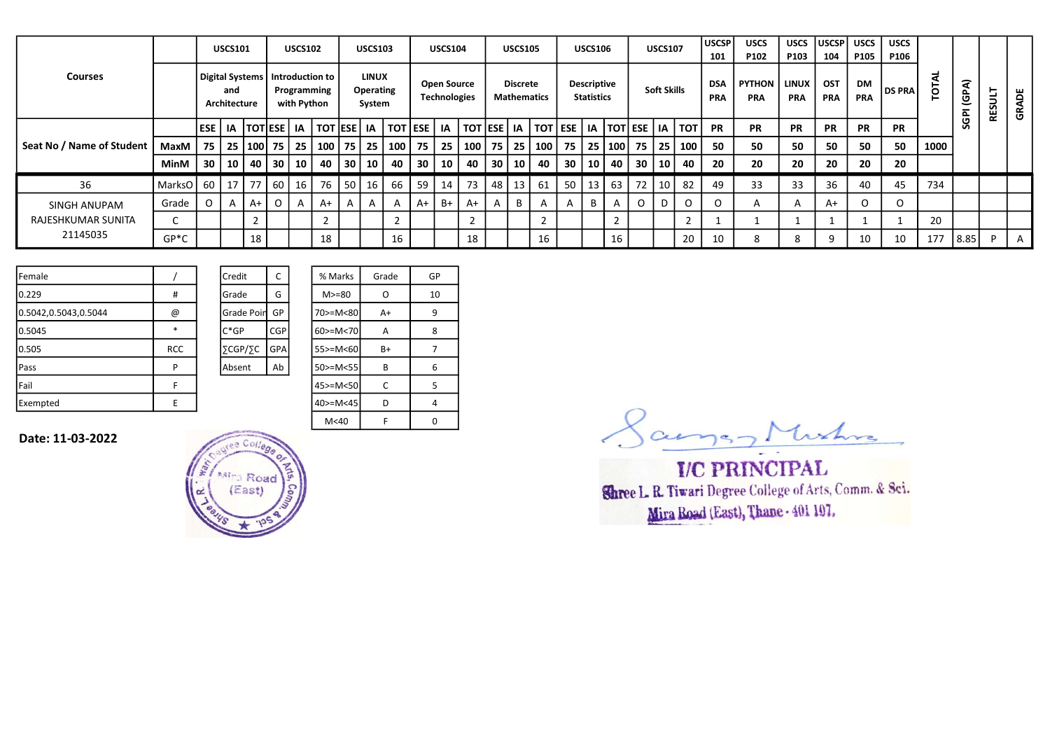| Courses | | USCS101 | | | USCS102 | | | USCS103 | | | USCS104 | | | USCS105 | | | USCS106 | | | USCS107 | | | USCSP 101 | USCS P102 | USCS P103 | USCSP 104 | USCS P105 | USCS P106 | TOTAL | SGPI (GPA) | RESULT | GRADE |
|---|---|---|---|---|---|---|---|---|---|---|---|---|---|---|---|---|---|---|---|---|---|---|---|---|---|---|---|---|---|---|---|---|---|
| | | Digital Systems and Architecture | | | Introduction to Programming with Python | | | LINUX Operating System | | | Open Source Technologies | | | Discrete Mathematics | | | Descriptive Statistics | | | Soft Skills | | | DSA PRA | PYTHON PRA | LINUX PRA | OST PRA | DM PRA | DS PRA | | | | |
| Seat No / Name of Student | | ESE | IA | TOT | ESE | IA | TOT | ESE | IA | TOT | ESE | IA | TOT | ESE | IA | TOT | ESE | IA | TOT | ESE | IA | TOT | PR | PR | PR | PR | PR | PR | | | | |
| | MaxM | 75 | 25 | 100 | 75 | 25 | 100 | 75 | 25 | 100 | 75 | 25 | 100 | 75 | 25 | 100 | 75 | 25 | 100 | 75 | 25 | 100 | 50 | 50 | 50 | 50 | 50 | 50 | 1000 | | | |
| | MinM | 30 | 10 | 40 | 30 | 10 | 40 | 30 | 10 | 40 | 30 | 10 | 40 | 30 | 10 | 40 | 30 | 10 | 40 | 30 | 10 | 40 | 20 | 20 | 20 | 20 | 20 | 20 | | | | |
| 36 | MarksO | 60 | 17 | 77 | 60 | 16 | 76 | 50 | 16 | 66 | 59 | 14 | 73 | 48 | 13 | 61 | 50 | 13 | 63 | 72 | 10 | 82 | 49 | 33 | 33 | 36 | 40 | 45 | 734 | | | |
| SINGH ANUPAM RAJESHKUMAR SUNITA 21145035 | Grade | O | A | A+ | O | A | A+ | A | A | A | A+ | B+ | A+ | A | B | A | A | B | A | O | D | O | O | A | A | A+ | O | O | | | | |
| | C | | | 2 | | | 2 | | | 2 | | | 2 | | | 2 | | | 2 | | | 2 | 1 | 1 | 1 | 1 | 1 | 1 | 20 | | | |
| | GP*C | | | 18 | | | 18 | | | 16 | | | 18 | | | 16 | | | 16 | | | 20 | 10 | 8 | 8 | 9 | 10 | 10 | 177 | 8.85 | P | A |

| | |
|---|---|
| Female | / |
| 0.229 | # |
| 0.5042,0.5043,0.5044 | @ |
| 0.5045 | * |
| 0.505 | RCC |
| Pass | P |
| Fail | F |
| Exempted | E |

| | |
|---|---|
| Credit | C |
| Grade | G |
| Grade Poin | GP |
| C*GP | CGP |
| ∑CGP/∑C | GPA |
| Absent | Ab |

| % Marks | Grade | GP |
|---|---|---|
| M>=80 | O | 10 |
| 70>=M<80 | A+ | 9 |
| 60>=M<70 | A | 8 |
| 55>=M<60 | B+ | 7 |
| 50>=M<55 | B | 6 |
| 45>=M<50 | C | 5 |
| 40>=M<45 | D | 4 |
| M<40 | F | 0 |

**Date: 11-03-2022**

Shree L. R. Tiwari Degree College of Arts, Comm. & Sci. Mira Road (East)

I/C PRINCIPAL
Shree L. R. Tiwari Degree College of Arts, Comm. & Sci.
Mira Road (East), Thane - 401 107.